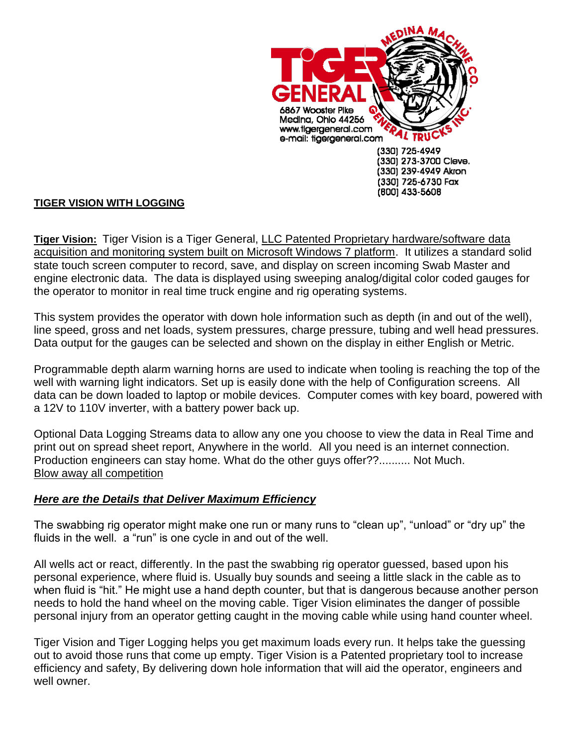TIGER GENERAL

6867 Wooster Pike
Medina, Ohio 44256
www.tigergeneral.com
e-mail: tigergeneral.com

MEDINA MACHINE CO.
GENERAL TRUCKS INC.

(330) 725-4949
(330) 273-3700 Cleve.
(330) 239-4949 Akron
(330) 725-6730 Fax
(800) 433-5608

# TIGER VISION WITH LOGGING

**Tiger Vision:** Tiger Vision is a Tiger General, LLC Patented Proprietary hardware/software data acquisition and monitoring system built on Microsoft Windows 7 platform. It utilizes a standard solid state touch screen computer to record, save, and display on screen incoming Swab Master and engine electronic data. The data is displayed using sweeping analog/digital color coded gauges for the operator to monitor in real time truck engine and rig operating systems.

This system provides the operator with down hole information such as depth (in and out of the well), line speed, gross and net loads, system pressures, charge pressure, tubing and well head pressures. Data output for the gauges can be selected and shown on the display in either English or Metric.

Programmable depth alarm warning horns are used to indicate when tooling is reaching the top of the well with warning light indicators. Set up is easily done with the help of Configuration screens. All data can be down loaded to laptop or mobile devices. Computer comes with key board, powered with a 12V to 110V inverter, with a battery power back up.

Optional Data Logging Streams data to allow any one you choose to view the data in Real Time and print out on spread sheet report, Anywhere in the world. All you need is an internet connection. Production engineers can stay home. What do the other guys offer??.......... Not Much.
Blow away all competition

## *Here are the Details that Deliver Maximum Efficiency*

The swabbing rig operator might make one run or many runs to "clean up", "unload" or "dry up" the fluids in the well. a "run" is one cycle in and out of the well.

All wells act or react, differently. In the past the swabbing rig operator guessed, based upon his personal experience, where fluid is. Usually buy sounds and seeing a little slack in the cable as to when fluid is "hit." He might use a hand depth counter, but that is dangerous because another person needs to hold the hand wheel on the moving cable. Tiger Vision eliminates the danger of possible personal injury from an operator getting caught in the moving cable while using hand counter wheel.

Tiger Vision and Tiger Logging helps you get maximum loads every run. It helps take the guessing out to avoid those runs that come up empty. Tiger Vision is a Patented proprietary tool to increase efficiency and safety, By delivering down hole information that will aid the operator, engineers and well owner.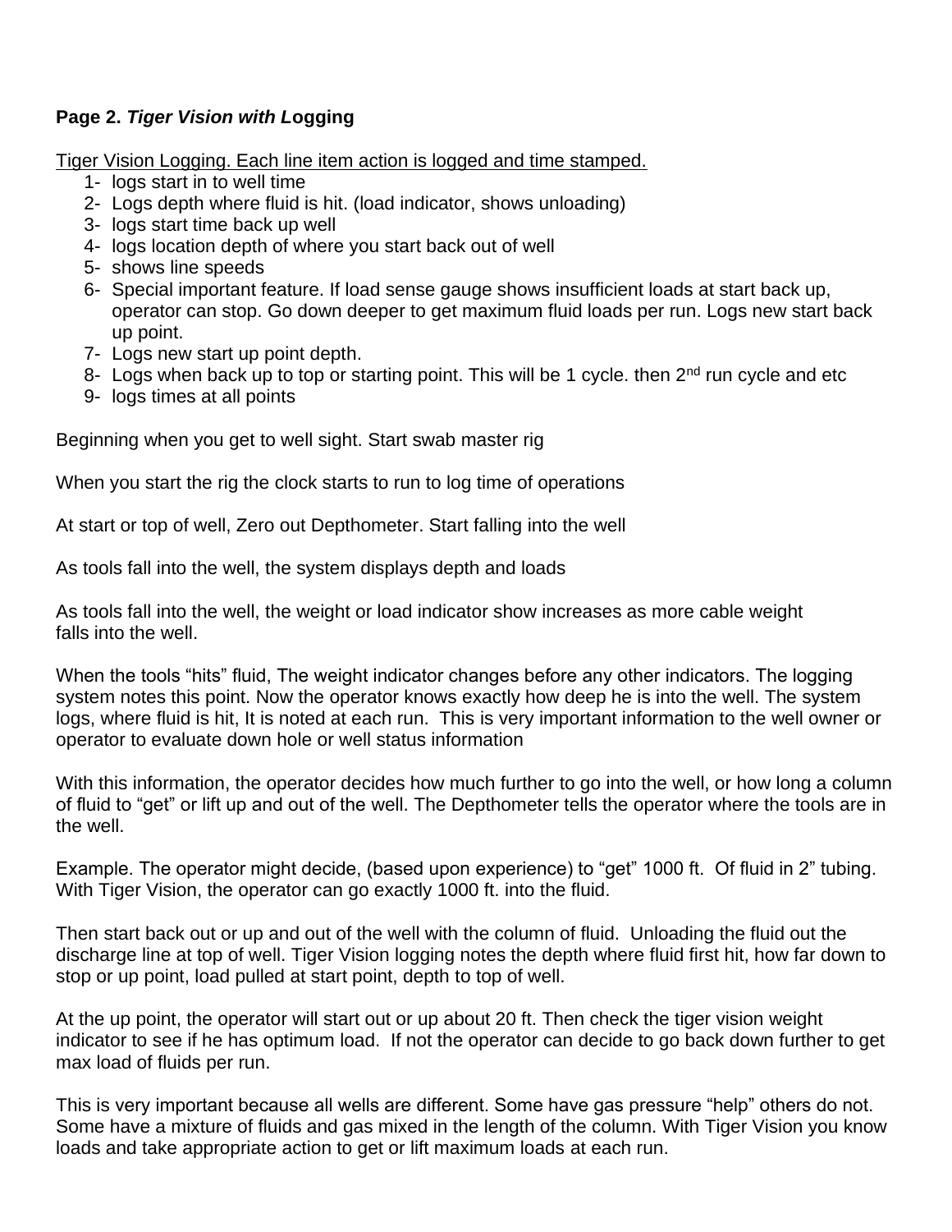**Page 2. *Tiger Vision with L*ogging**

Tiger Vision Logging. Each line item action is logged and time stamped.

1- logs start in to well time
2- Logs depth where fluid is hit. (load indicator, shows unloading)
3- logs start time back up well
4- logs location depth of where you start back out of well
5- shows line speeds
6- Special important feature. If load sense gauge shows insufficient loads at start back up, operator can stop. Go down deeper to get maximum fluid loads per run. Logs new start back up point.
7- Logs new start up point depth.
8- Logs when back up to top or starting point. This will be 1 cycle. then 2nd run cycle and etc
9- logs times at all points

Beginning when you get to well sight. Start swab master rig

When you start the rig the clock starts to run to log time of operations

At start or top of well, Zero out Depthometer. Start falling into the well

As tools fall into the well, the system displays depth and loads

As tools fall into the well, the weight or load indicator show increases as more cable weight falls into the well.

When the tools "hits" fluid, The weight indicator changes before any other indicators. The logging system notes this point. Now the operator knows exactly how deep he is into the well. The system logs, where fluid is hit, It is noted at each run. This is very important information to the well owner or operator to evaluate down hole or well status information

With this information, the operator decides how much further to go into the well, or how long a column of fluid to "get" or lift up and out of the well. The Depthometer tells the operator where the tools are in the well.

Example. The operator might decide, (based upon experience) to "get" 1000 ft. Of fluid in 2" tubing. With Tiger Vision, the operator can go exactly 1000 ft. into the fluid.

Then start back out or up and out of the well with the column of fluid. Unloading the fluid out the discharge line at top of well. Tiger Vision logging notes the depth where fluid first hit, how far down to stop or up point, load pulled at start point, depth to top of well.

At the up point, the operator will start out or up about 20 ft. Then check the tiger vision weight indicator to see if he has optimum load. If not the operator can decide to go back down further to get max load of fluids per run.

This is very important because all wells are different. Some have gas pressure "help" others do not. Some have a mixture of fluids and gas mixed in the length of the column. With Tiger Vision you know loads and take appropriate action to get or lift maximum loads at each run.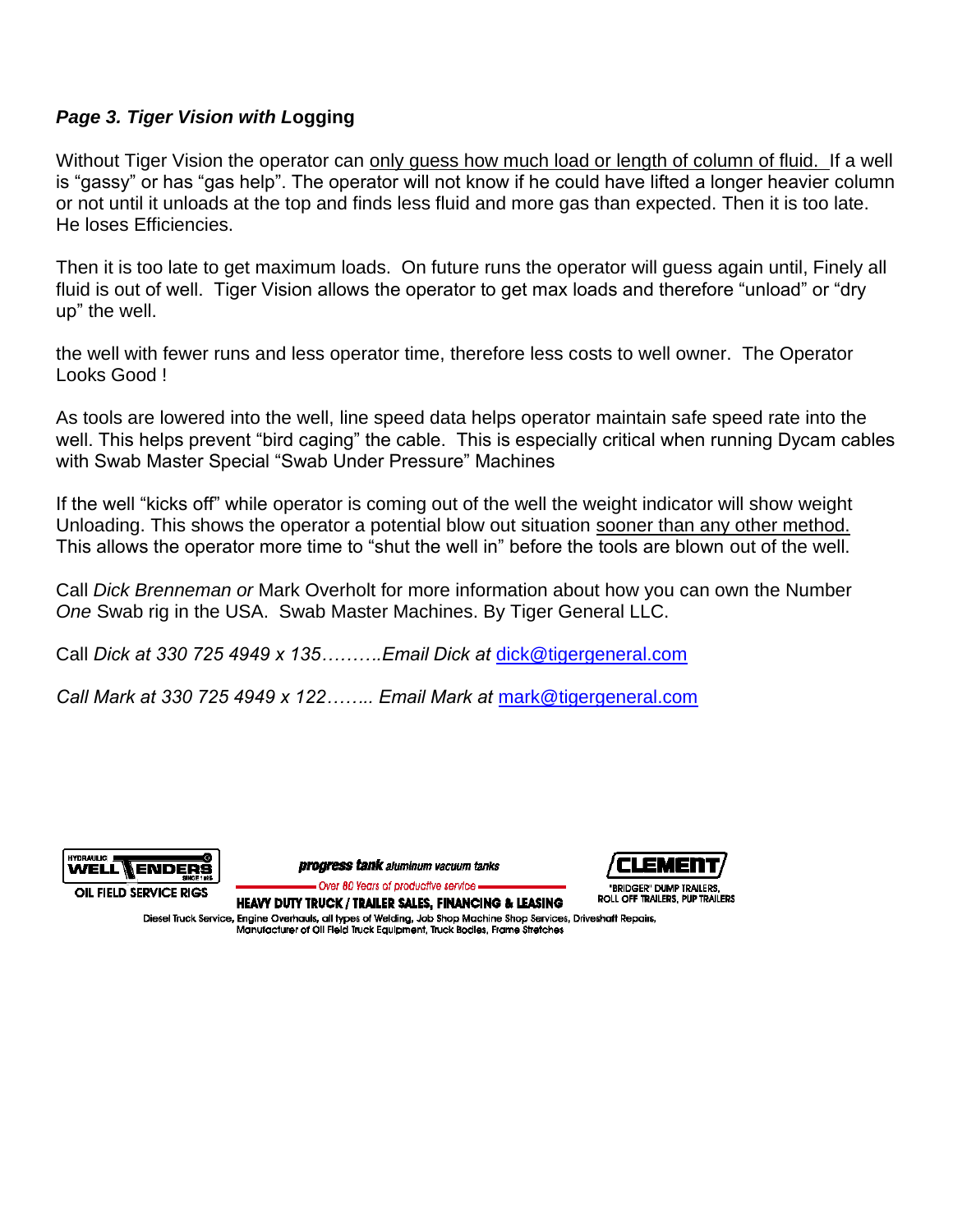***Page 3. Tiger Vision with L*ogging**

Without Tiger Vision the operator can only guess how much load or length of column of fluid. If a well is "gassy" or has "gas help". The operator will not know if he could have lifted a longer heavier column or not until it unloads at the top and finds less fluid and more gas than expected. Then it is too late. He loses Efficiencies.

Then it is too late to get maximum loads. On future runs the operator will guess again until, Finely all fluid is out of well. Tiger Vision allows the operator to get max loads and therefore "unload" or "dry up" the well.

the well with fewer runs and less operator time, therefore less costs to well owner. The Operator Looks Good !

As tools are lowered into the well, line speed data helps operator maintain safe speed rate into the well. This helps prevent "bird caging" the cable. This is especially critical when running Dycam cables with Swab Master Special "Swab Under Pressure" Machines

If the well "kicks off" while operator is coming out of the well the weight indicator will show weight Unloading. This shows the operator a potential blow out situation sooner than any other method. This allows the operator more time to "shut the well in" before the tools are blown out of the well.

Call *Dick Brenneman or* Mark Overholt for more information about how you can own the Number *One* Swab rig in the USA. Swab Master Machines. By Tiger General LLC.

Call *Dick at 330 725 4949 x 135……….Email Dick at* dick@tigergeneral.com

*Call Mark at 330 725 4949 x 122…….. Email Mark at* mark@tigergeneral.com

HYDRAULIC WELL TENDERS SINCE 1985 OIL FIELD SERVICE RIGS

progress tank aluminum vacuum tanks

Over 80 Years of productive service

HEAVY DUTY TRUCK / TRAILER SALES, FINANCING & LEASING

CLEMENT 'BRIDGER' DUMP TRAILERS, ROLL OFF TRAILERS, PUP TRAILERS

Diesel Truck Service, Engine Overhauls, all types of Welding, Job Shop Machine Shop Services, Driveshaft Repairs, Manufacturer of Oil Field Truck Equipment, Truck Bodies, Frame Stretches